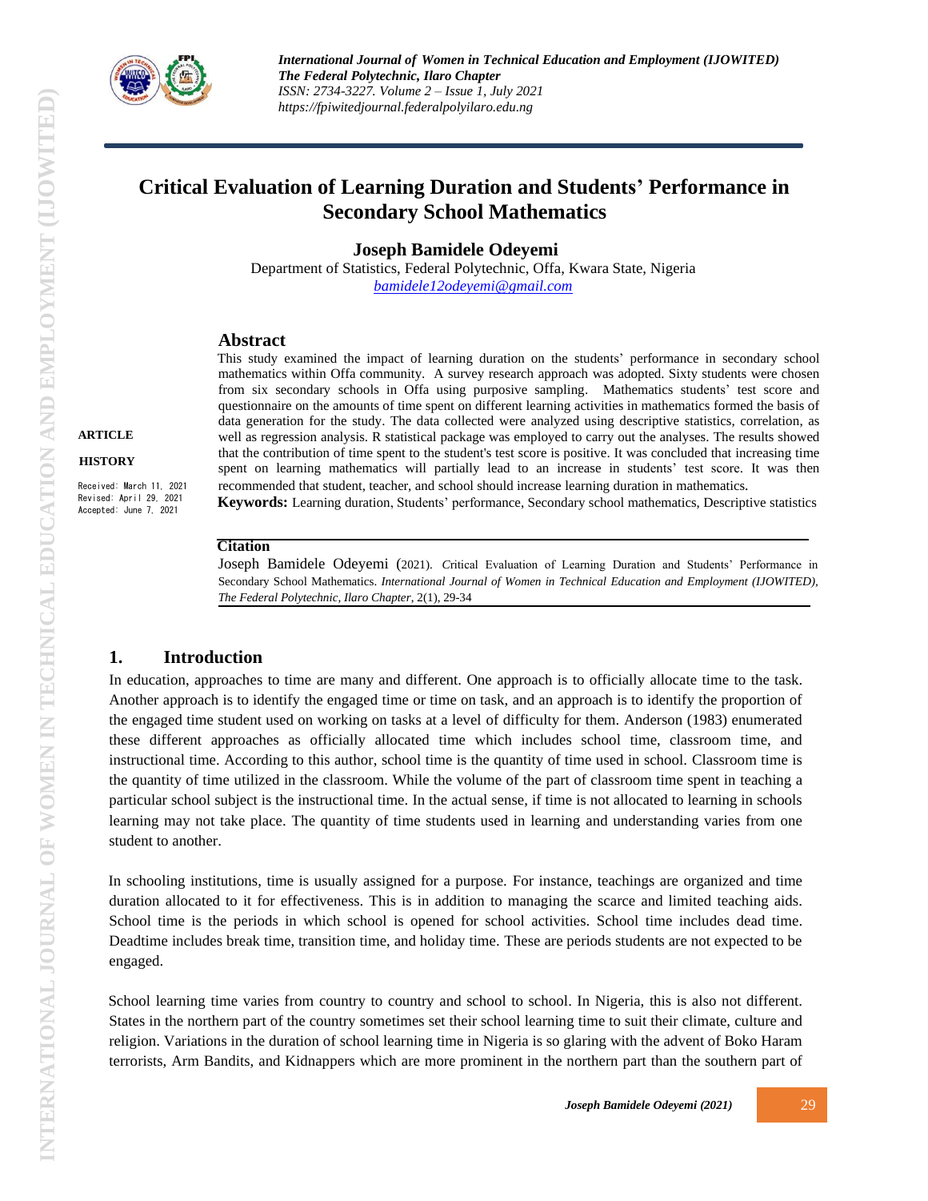# Critical Evaluation of Learning Duration and Students' Performance in Secondary School Mathematics

**Joseph Bamidele Odeyemi**

Department of Statistics, Federal Polytechnic, Offa, Kwara State, Nigeria

bamidele12odeyemi@gmail.com

**ARTICLE HISTORY**

Received: March 11, 2021
Revised: April 29, 2021
Accepted: June 7, 2021

## Abstract

This study examined the impact of learning duration on the students' performance in secondary school mathematics within Offa community. A survey research approach was adopted. Sixty students were chosen from six secondary schools in Offa using purposive sampling. Mathematics students' test score and questionnaire on the amounts of time spent on different learning activities in mathematics formed the basis of data generation for the study. The data collected were analyzed using descriptive statistics, correlation, as well as regression analysis. R statistical package was employed to carry out the analyses. The results showed that the contribution of time spent to the student's test score is positive. It was concluded that increasing time spent on learning mathematics will partially lead to an increase in students' test score. It was then recommended that student, teacher, and school should increase learning duration in mathematics.

**Keywords:** Learning duration, Students' performance, Secondary school mathematics, Descriptive statistics

**Citation**

Joseph Bamidele Odeyemi (2021). Critical Evaluation of Learning Duration and Students' Performance in Secondary School Mathematics. *International Journal of Women in Technical Education and Employment (IJOWITED), The Federal Polytechnic, Ilaro Chapter*, 2(1), 29-34

## 1. Introduction

In education, approaches to time are many and different. One approach is to officially allocate time to the task. Another approach is to identify the engaged time or time on task, and an approach is to identify the proportion of the engaged time student used on working on tasks at a level of difficulty for them. Anderson (1983) enumerated these different approaches as officially allocated time which includes school time, classroom time, and instructional time. According to this author, school time is the quantity of time used in school. Classroom time is the quantity of time utilized in the classroom. While the volume of the part of classroom time spent in teaching a particular school subject is the instructional time. In the actual sense, if time is not allocated to learning in schools learning may not take place. The quantity of time students used in learning and understanding varies from one student to another.

In schooling institutions, time is usually assigned for a purpose. For instance, teachings are organized and time duration allocated to it for effectiveness. This is in addition to managing the scarce and limited teaching aids. School time is the periods in which school is opened for school activities. School time includes dead time. Deadtime includes break time, transition time, and holiday time. These are periods students are not expected to be engaged.

School learning time varies from country to country and school to school. In Nigeria, this is also not different. States in the northern part of the country sometimes set their school learning time to suit their climate, culture and religion. Variations in the duration of school learning time in Nigeria is so glaring with the advent of Boko Haram terrorists, Arm Bandits, and Kidnappers which are more prominent in the northern part than the southern part of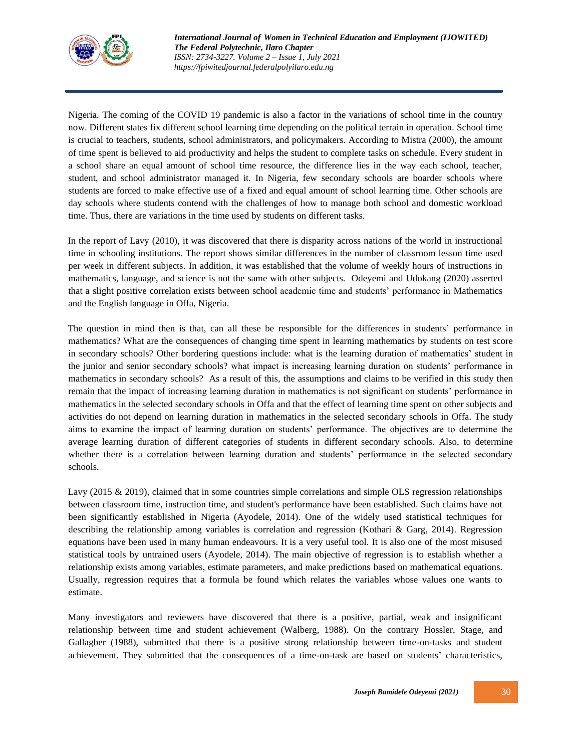Nigeria. The coming of the COVID 19 pandemic is also a factor in the variations of school time in the country now. Different states fix different school learning time depending on the political terrain in operation. School time is crucial to teachers, students, school administrators, and policymakers. According to Mistra (2000), the amount of time spent is believed to aid productivity and helps the student to complete tasks on schedule. Every student in a school share an equal amount of school time resource, the difference lies in the way each school, teacher, student, and school administrator managed it. In Nigeria, few secondary schools are boarder schools where students are forced to make effective use of a fixed and equal amount of school learning time. Other schools are day schools where students contend with the challenges of how to manage both school and domestic workload time. Thus, there are variations in the time used by students on different tasks.

In the report of Lavy (2010), it was discovered that there is disparity across nations of the world in instructional time in schooling institutions. The report shows similar differences in the number of classroom lesson time used per week in different subjects. In addition, it was established that the volume of weekly hours of instructions in mathematics, language, and science is not the same with other subjects. Odeyemi and Udokang (2020) asserted that a slight positive correlation exists between school academic time and students' performance in Mathematics and the English language in Offa, Nigeria.

The question in mind then is that, can all these be responsible for the differences in students' performance in mathematics? What are the consequences of changing time spent in learning mathematics by students on test score in secondary schools? Other bordering questions include: what is the learning duration of mathematics' student in the junior and senior secondary schools? what impact is increasing learning duration on students' performance in mathematics in secondary schools? As a result of this, the assumptions and claims to be verified in this study then remain that the impact of increasing learning duration in mathematics is not significant on students' performance in mathematics in the selected secondary schools in Offa and that the effect of learning time spent on other subjects and activities do not depend on learning duration in mathematics in the selected secondary schools in Offa. The study aims to examine the impact of learning duration on students' performance. The objectives are to determine the average learning duration of different categories of students in different secondary schools. Also, to determine whether there is a correlation between learning duration and students' performance in the selected secondary schools.

Lavy (2015 & 2019), claimed that in some countries simple correlations and simple OLS regression relationships between classroom time, instruction time, and student's performance have been established. Such claims have not been significantly established in Nigeria (Ayodele, 2014). One of the widely used statistical techniques for describing the relationship among variables is correlation and regression (Kothari & Garg, 2014). Regression equations have been used in many human endeavours. It is a very useful tool. It is also one of the most misused statistical tools by untrained users (Ayodele, 2014). The main objective of regression is to establish whether a relationship exists among variables, estimate parameters, and make predictions based on mathematical equations. Usually, regression requires that a formula be found which relates the variables whose values one wants to estimate.

Many investigators and reviewers have discovered that there is a positive, partial, weak and insignificant relationship between time and student achievement (Walberg, 1988). On the contrary Hossler, Stage, and Gallagber (1988), submitted that there is a positive strong relationship between time-on-tasks and student achievement. They submitted that the consequences of a time-on-task are based on students' characteristics,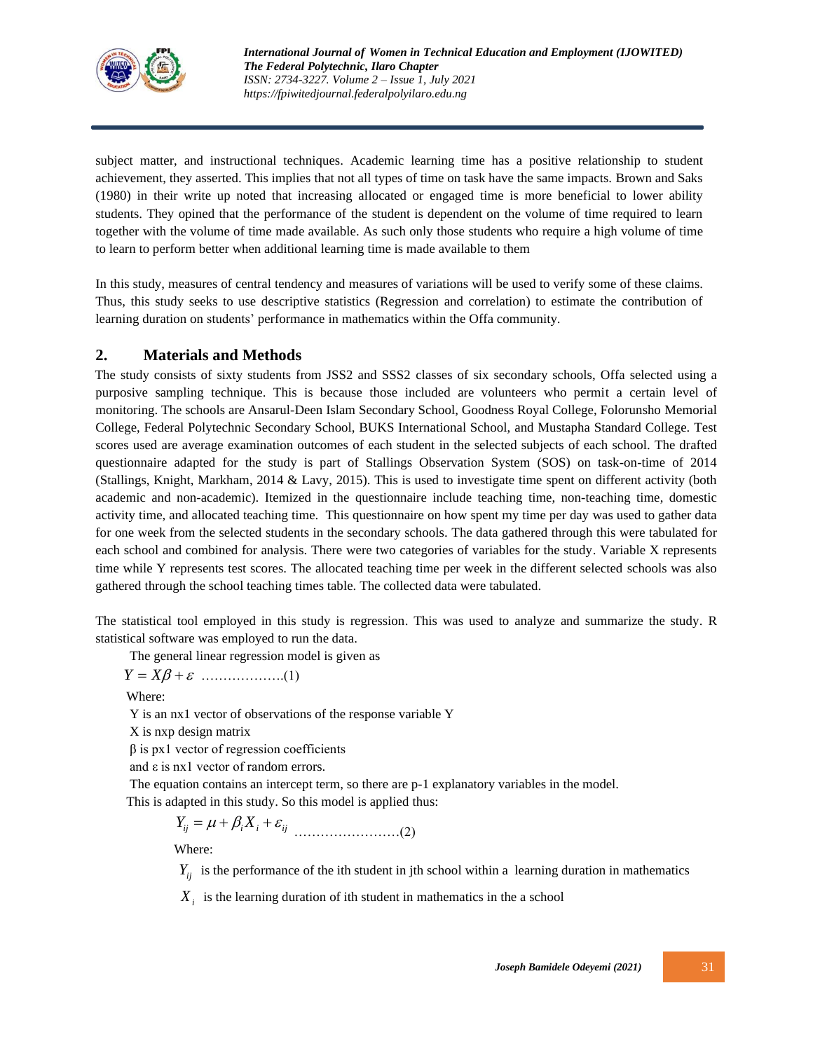subject matter, and instructional techniques. Academic learning time has a positive relationship to student achievement, they asserted. This implies that not all types of time on task have the same impacts. Brown and Saks (1980) in their write up noted that increasing allocated or engaged time is more beneficial to lower ability students. They opined that the performance of the student is dependent on the volume of time required to learn together with the volume of time made available. As such only those students who require a high volume of time to learn to perform better when additional learning time is made available to them

In this study, measures of central tendency and measures of variations will be used to verify some of these claims. Thus, this study seeks to use descriptive statistics (Regression and correlation) to estimate the contribution of learning duration on students' performance in mathematics within the Offa community.

## 2. Materials and Methods

The study consists of sixty students from JSS2 and SSS2 classes of six secondary schools, Offa selected using a purposive sampling technique. This is because those included are volunteers who permit a certain level of monitoring. The schools are Ansarul-Deen Islam Secondary School, Goodness Royal College, Folorunsho Memorial College, Federal Polytechnic Secondary School, BUKS International School, and Mustapha Standard College. Test scores used are average examination outcomes of each student in the selected subjects of each school. The drafted questionnaire adapted for the study is part of Stallings Observation System (SOS) on task-on-time of 2014 (Stallings, Knight, Markham, 2014 & Lavy, 2015). This is used to investigate time spent on different activity (both academic and non-academic). Itemized in the questionnaire include teaching time, non-teaching time, domestic activity time, and allocated teaching time. This questionnaire on how spent my time per day was used to gather data for one week from the selected students in the secondary schools. The data gathered through this were tabulated for each school and combined for analysis. There were two categories of variables for the study. Variable X represents time while Y represents test scores. The allocated teaching time per week in the different selected schools was also gathered through the school teaching times table. The collected data were tabulated.

The statistical tool employed in this study is regression. This was used to analyze and summarize the study. R statistical software was employed to run the data.

The general linear regression model is given as

$$Y = X\beta + \varepsilon \quad \text{……………….(1)}$$

Where:

Y is an nx1 vector of observations of the response variable Y

X is nxp design matrix

β is px1 vector of regression coefficients

and ε is nx1 vector of random errors.

The equation contains an intercept term, so there are p-1 explanatory variables in the model.

This is adapted in this study. So this model is applied thus:

$$Y_{ij} = \mu + \beta_i X_i + \varepsilon_{ij} \quad \text{……………………(2)}$$

Where:

$Y_{ij}$ is the performance of the ith student in jth school within a learning duration in mathematics

$X_i$ is the learning duration of ith student in mathematics in the a school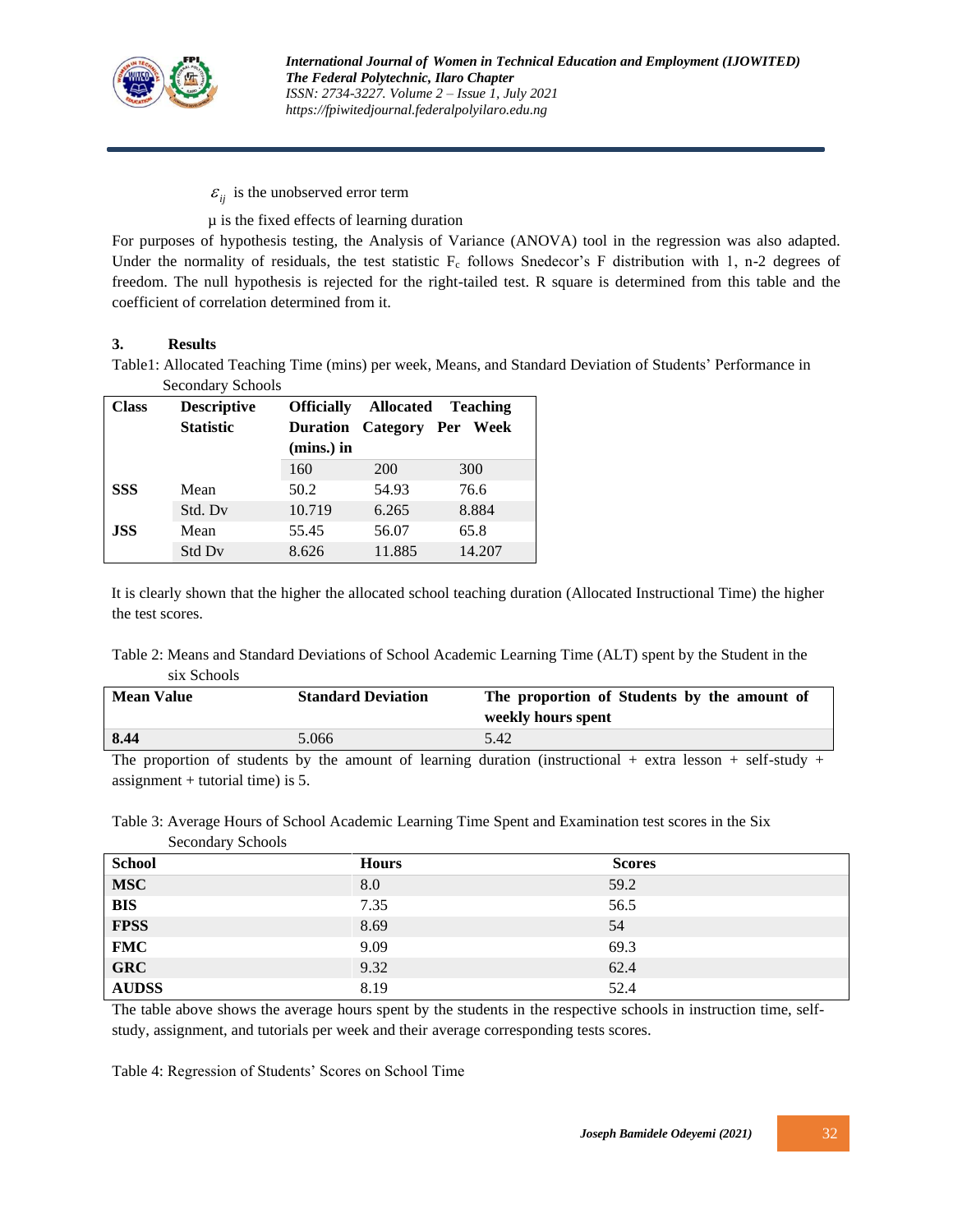$\varepsilon_{ij}$ is the unobserved error term

µ is the fixed effects of learning duration

For purposes of hypothesis testing, the Analysis of Variance (ANOVA) tool in the regression was also adapted. Under the normality of residuals, the test statistic $F_c$ follows Snedecor's F distribution with 1, n-2 degrees of freedom. The null hypothesis is rejected for the right-tailed test. R square is determined from this table and the coefficient of correlation determined from it.

## 3. Results

Table1: Allocated Teaching Time (mins) per week, Means, and Standard Deviation of Students' Performance in Secondary Schools

| Class | Descriptive Statistic | Officially Duration (mins.) in | Allocated Category | Teaching Per Week |
|---|---|---|---|---|
| | | 160 | 200 | 300 |
| **SSS** | Mean | 50.2 | 54.93 | 76.6 |
| | Std. Dv | 10.719 | 6.265 | 8.884 |
| **JSS** | Mean | 55.45 | 56.07 | 65.8 |
| | Std Dv | 8.626 | 11.885 | 14.207 |

It is clearly shown that the higher the allocated school teaching duration (Allocated Instructional Time) the higher the test scores.

Table 2: Means and Standard Deviations of School Academic Learning Time (ALT) spent by the Student in the six Schools

| Mean Value | Standard Deviation | The proportion of Students by the amount of weekly hours spent |
|---|---|---|
| **8.44** | 5.066 | 5.42 |

The proportion of students by the amount of learning duration (instructional + extra lesson + self-study + assignment + tutorial time) is 5.

Table 3: Average Hours of School Academic Learning Time Spent and Examination test scores in the Six Secondary Schools

| School | Hours | Scores |
|---|---|---|
| **MSC** | 8.0 | 59.2 |
| **BIS** | 7.35 | 56.5 |
| **FPSS** | 8.69 | 54 |
| **FMC** | 9.09 | 69.3 |
| **GRC** | 9.32 | 62.4 |
| **AUDSS** | 8.19 | 52.4 |

The table above shows the average hours spent by the students in the respective schools in instruction time, self-study, assignment, and tutorials per week and their average corresponding tests scores.

Table 4: Regression of Students' Scores on School Time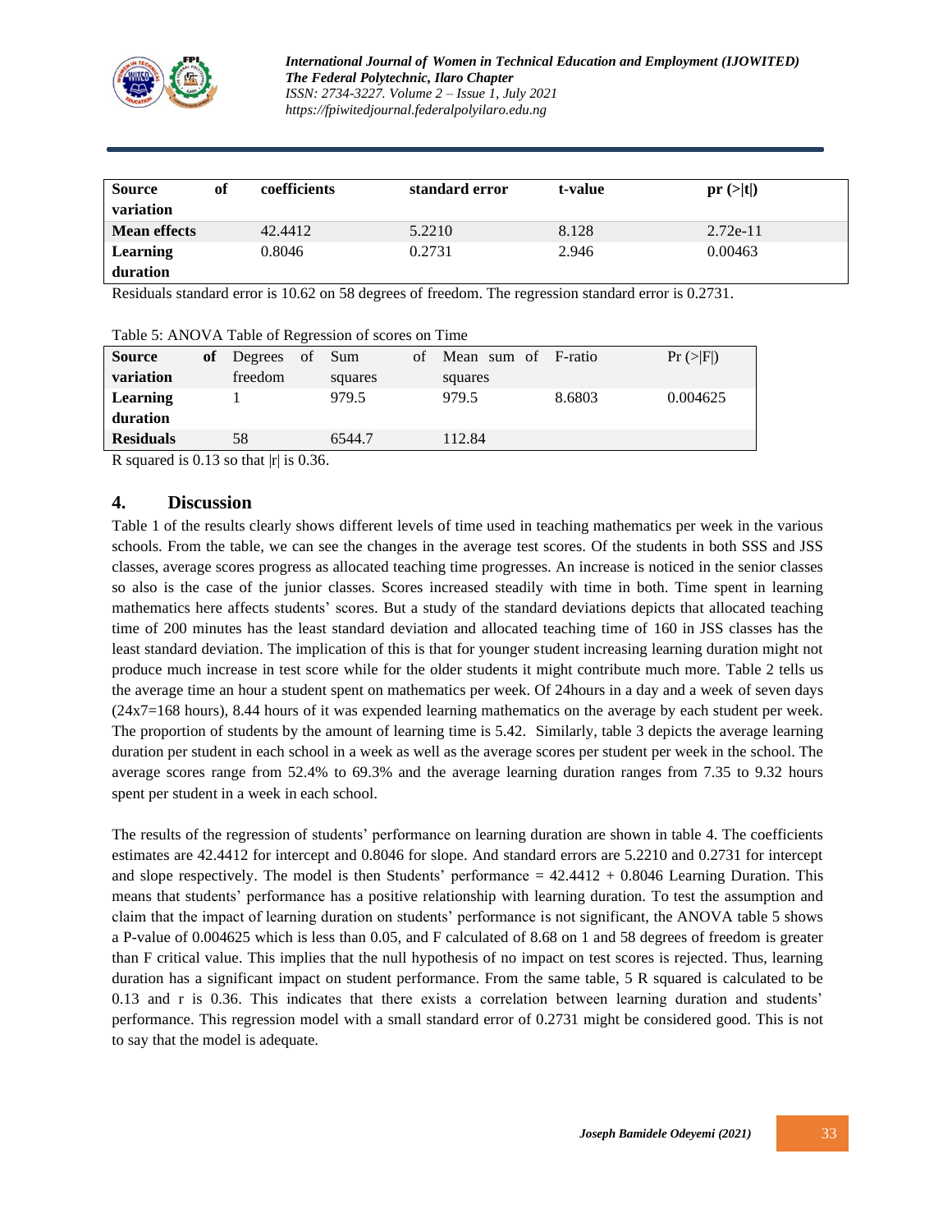| Source of variation | coefficients | standard error | t-value | pr (>\|t\|) |
|---|---|---|---|---|
| Mean effects | 42.4412 | 5.2210 | 8.128 | 2.72e-11 |
| Learning duration | 0.8046 | 0.2731 | 2.946 | 0.00463 |

Residuals standard error is 10.62 on 58 degrees of freedom. The regression standard error is 0.2731.

Table 5: ANOVA Table of Regression of scores on Time

| Source of variation | Degrees of freedom | Sum of squares | Mean sum of squares | F-ratio | Pr (>\|F\|) |
|---|---|---|---|---|---|
| Learning duration | 1 | 979.5 | 979.5 | 8.6803 | 0.004625 |
| Residuals | 58 | 6544.7 | 112.84 | | |

R squared is 0.13 so that |r| is 0.36.

## 4. Discussion

Table 1 of the results clearly shows different levels of time used in teaching mathematics per week in the various schools. From the table, we can see the changes in the average test scores. Of the students in both SSS and JSS classes, average scores progress as allocated teaching time progresses. An increase is noticed in the senior classes so also is the case of the junior classes. Scores increased steadily with time in both. Time spent in learning mathematics here affects students' scores. But a study of the standard deviations depicts that allocated teaching time of 200 minutes has the least standard deviation and allocated teaching time of 160 in JSS classes has the least standard deviation. The implication of this is that for younger student increasing learning duration might not produce much increase in test score while for the older students it might contribute much more. Table 2 tells us the average time an hour a student spent on mathematics per week. Of 24hours in a day and a week of seven days (24x7=168 hours), 8.44 hours of it was expended learning mathematics on the average by each student per week. The proportion of students by the amount of learning time is 5.42. Similarly, table 3 depicts the average learning duration per student in each school in a week as well as the average scores per student per week in the school. The average scores range from 52.4% to 69.3% and the average learning duration ranges from 7.35 to 9.32 hours spent per student in a week in each school.

The results of the regression of students' performance on learning duration are shown in table 4. The coefficients estimates are 42.4412 for intercept and 0.8046 for slope. And standard errors are 5.2210 and 0.2731 for intercept and slope respectively. The model is then Students' performance = 42.4412 + 0.8046 Learning Duration. This means that students' performance has a positive relationship with learning duration. To test the assumption and claim that the impact of learning duration on students' performance is not significant, the ANOVA table 5 shows a P-value of 0.004625 which is less than 0.05, and F calculated of 8.68 on 1 and 58 degrees of freedom is greater than F critical value. This implies that the null hypothesis of no impact on test scores is rejected. Thus, learning duration has a significant impact on student performance. From the same table, 5 R squared is calculated to be 0.13 and r is 0.36. This indicates that there exists a correlation between learning duration and students' performance. This regression model with a small standard error of 0.2731 might be considered good. This is not to say that the model is adequate.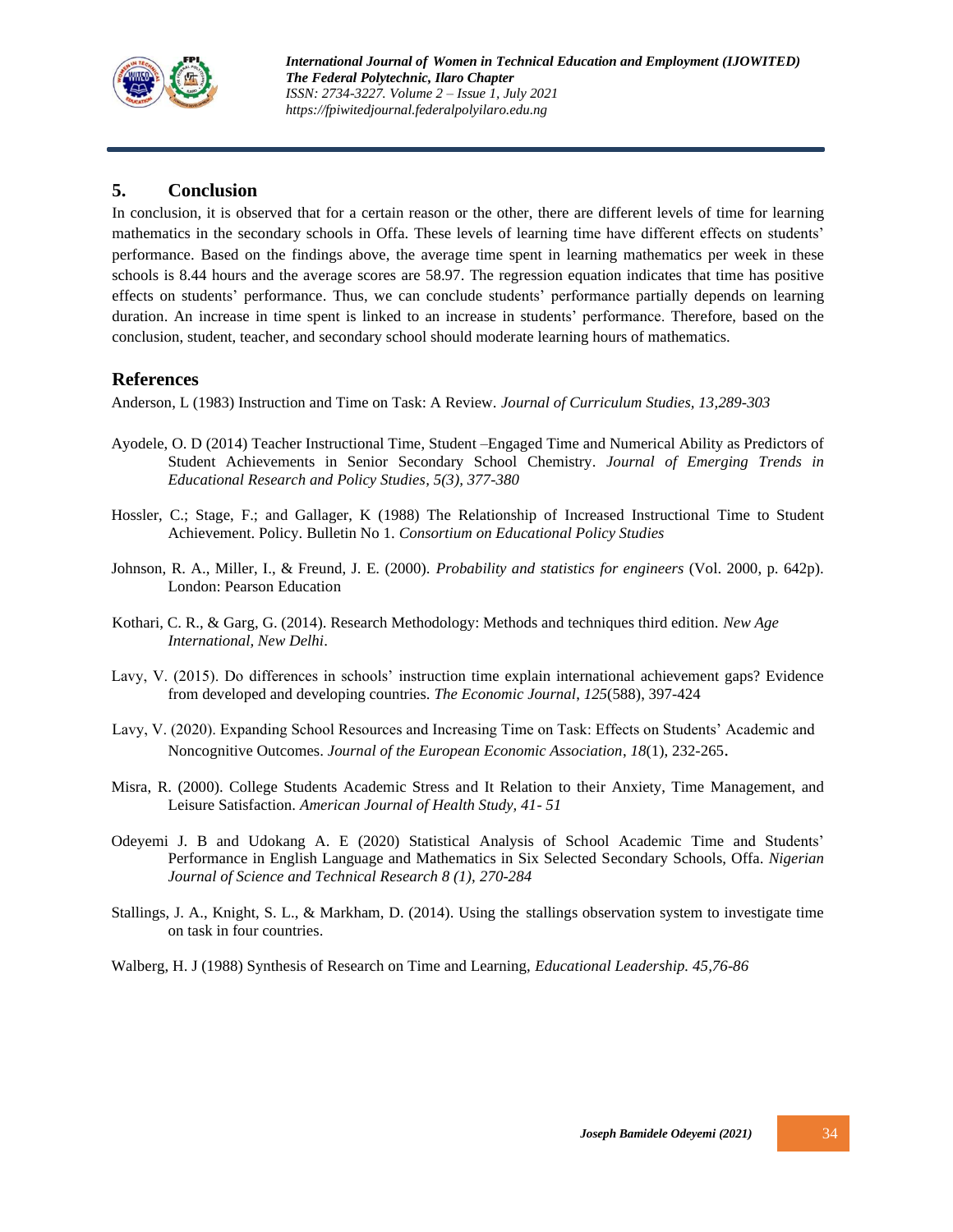## 5. Conclusion

In conclusion, it is observed that for a certain reason or the other, there are different levels of time for learning mathematics in the secondary schools in Offa. These levels of learning time have different effects on students' performance. Based on the findings above, the average time spent in learning mathematics per week in these schools is 8.44 hours and the average scores are 58.97. The regression equation indicates that time has positive effects on students' performance. Thus, we can conclude students' performance partially depends on learning duration. An increase in time spent is linked to an increase in students' performance. Therefore, based on the conclusion, student, teacher, and secondary school should moderate learning hours of mathematics.

## References

Anderson, L (1983) Instruction and Time on Task: A Review. *Journal of Curriculum Studies, 13,289-303*

Ayodele, O. D (2014) Teacher Instructional Time, Student –Engaged Time and Numerical Ability as Predictors of Student Achievements in Senior Secondary School Chemistry. *Journal of Emerging Trends in Educational Research and Policy Studies, 5(3), 377-380*

Hossler, C.; Stage, F.; and Gallager, K (1988) The Relationship of Increased Instructional Time to Student Achievement. Policy. Bulletin No 1. *Consortium on Educational Policy Studies*

Johnson, R. A., Miller, I., & Freund, J. E. (2000). *Probability and statistics for engineers* (Vol. 2000, p. 642p). London: Pearson Education

Kothari, C. R., & Garg, G. (2014). Research Methodology: Methods and techniques third edition. *New Age International, New Delhi*.

Lavy, V. (2015). Do differences in schools' instruction time explain international achievement gaps? Evidence from developed and developing countries. *The Economic Journal*, *125*(588), 397-424

Lavy, V. (2020). Expanding School Resources and Increasing Time on Task: Effects on Students' Academic and Noncognitive Outcomes. *Journal of the European Economic Association*, *18*(1), 232-265.

Misra, R. (2000). College Students Academic Stress and It Relation to their Anxiety, Time Management, and Leisure Satisfaction. *American Journal of Health Study, 41- 51*

Odeyemi J. B and Udokang A. E (2020) Statistical Analysis of School Academic Time and Students' Performance in English Language and Mathematics in Six Selected Secondary Schools, Offa. *Nigerian Journal of Science and Technical Research 8 (1), 270-284*

Stallings, J. A., Knight, S. L., & Markham, D. (2014). Using the stallings observation system to investigate time on task in four countries.

Walberg, H. J (1988) Synthesis of Research on Time and Learning, *Educational Leadership. 45,76-86*